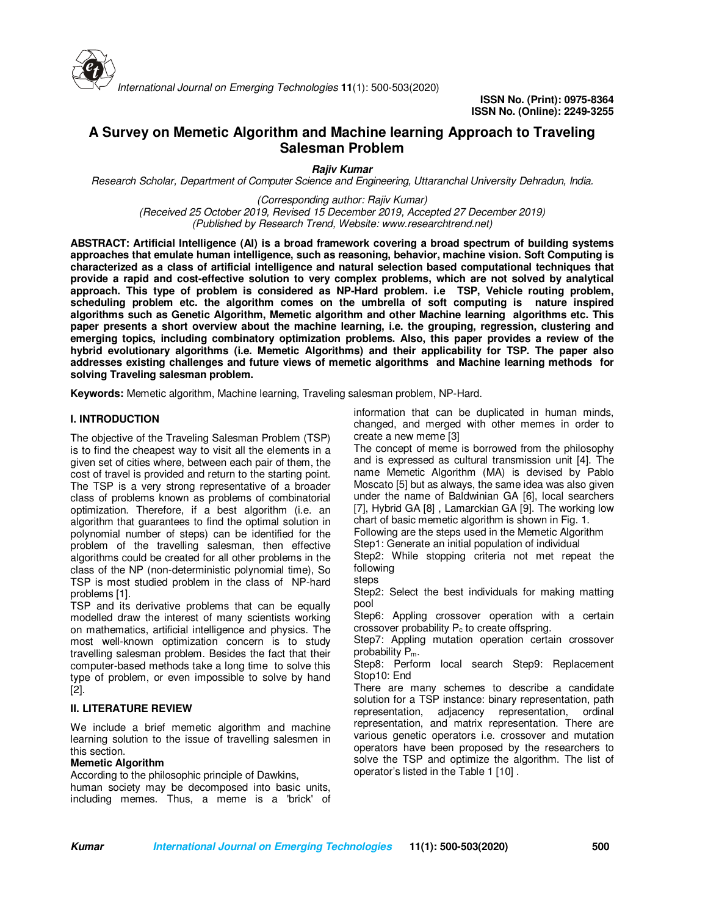**ISSN No. (Print): 0975-8364**
**ISSN No. (Online): 2249-3255**

# A Survey on Memetic Algorithm and Machine learning Approach to Traveling Salesman Problem

***Rajiv Kumar***

*Research Scholar, Department of Computer Science and Engineering, Uttaranchal University Dehradun, India.*

*(Corresponding author: Rajiv Kumar)*
*(Received 25 October 2019, Revised 15 December 2019, Accepted 27 December 2019)*
*(Published by Research Trend, Website: www.researchtrend.net)*

**ABSTRACT: Artificial Intelligence (AI) is a broad framework covering a broad spectrum of building systems approaches that emulate human intelligence, such as reasoning, behavior, machine vision. Soft Computing is characterized as a class of artificial intelligence and natural selection based computational techniques that provide a rapid and cost-effective solution to very complex problems, which are not solved by analytical approach. This type of problem is considered as NP-Hard problem. i.e TSP, Vehicle routing problem, scheduling problem etc. the algorithm comes on the umbrella of soft computing is nature inspired algorithms such as Genetic Algorithm, Memetic algorithm and other Machine learning algorithms etc. This paper presents a short overview about the machine learning, i.e. the grouping, regression, clustering and emerging topics, including combinatory optimization problems. Also, this paper provides a review of the hybrid evolutionary algorithms (i.e. Memetic Algorithms) and their applicability for TSP. The paper also addresses existing challenges and future views of memetic algorithms and Machine learning methods for solving Traveling salesman problem.**

**Keywords:** Memetic algorithm, Machine learning, Traveling salesman problem, NP-Hard.

## I. INTRODUCTION

The objective of the Traveling Salesman Problem (TSP) is to find the cheapest way to visit all the elements in a given set of cities where, between each pair of them, the cost of travel is provided and return to the starting point. The TSP is a very strong representative of a broader class of problems known as problems of combinatorial optimization. Therefore, if a best algorithm (i.e. an algorithm that guarantees to find the optimal solution in polynomial number of steps) can be identified for the problem of the travelling salesman, then effective algorithms could be created for all other problems in the class of the NP (non-deterministic polynomial time), So TSP is most studied problem in the class of NP-hard problems [1].

TSP and its derivative problems that can be equally modelled draw the interest of many scientists working on mathematics, artificial intelligence and physics. The most well-known optimization concern is to study travelling salesman problem. Besides the fact that their computer-based methods take a long time to solve this type of problem, or even impossible to solve by hand [2].

## II. LITERATURE REVIEW

We include a brief memetic algorithm and machine learning solution to the issue of travelling salesmen in this section.

### Memetic Algorithm

According to the philosophic principle of Dawkins, human society may be decomposed into basic units, including memes. Thus, a meme is a 'brick' of information that can be duplicated in human minds, changed, and merged with other memes in order to create a new meme [3]

The concept of meme is borrowed from the philosophy and is expressed as cultural transmission unit [4]. The name Memetic Algorithm (MA) is devised by Pablo Moscato [5] but as always, the same idea was also given under the name of Baldwinian GA [6], local searchers [7], Hybrid GA [8] , Lamarckian GA [9]. The working low chart of basic memetic algorithm is shown in Fig. 1.

Following are the steps used in the Memetic Algorithm

Step1: Generate an initial population of individual

Step2: While stopping criteria not met repeat the following steps

Step2: Select the best individuals for making matting pool

Step6: Appling crossover operation with a certain crossover probability $P_c$ to create offspring.

Step7: Appling mutation operation certain crossover probability $P_m$.

Step8: Perform local search Step9: Replacement

Stop10: End

There are many schemes to describe a candidate solution for a TSP instance: binary representation, path representation, adjacency representation, ordinal representation, and matrix representation. There are various genetic operators i.e. crossover and mutation operators have been proposed by the researchers to solve the TSP and optimize the algorithm. The list of operator's listed in the Table 1 [10] .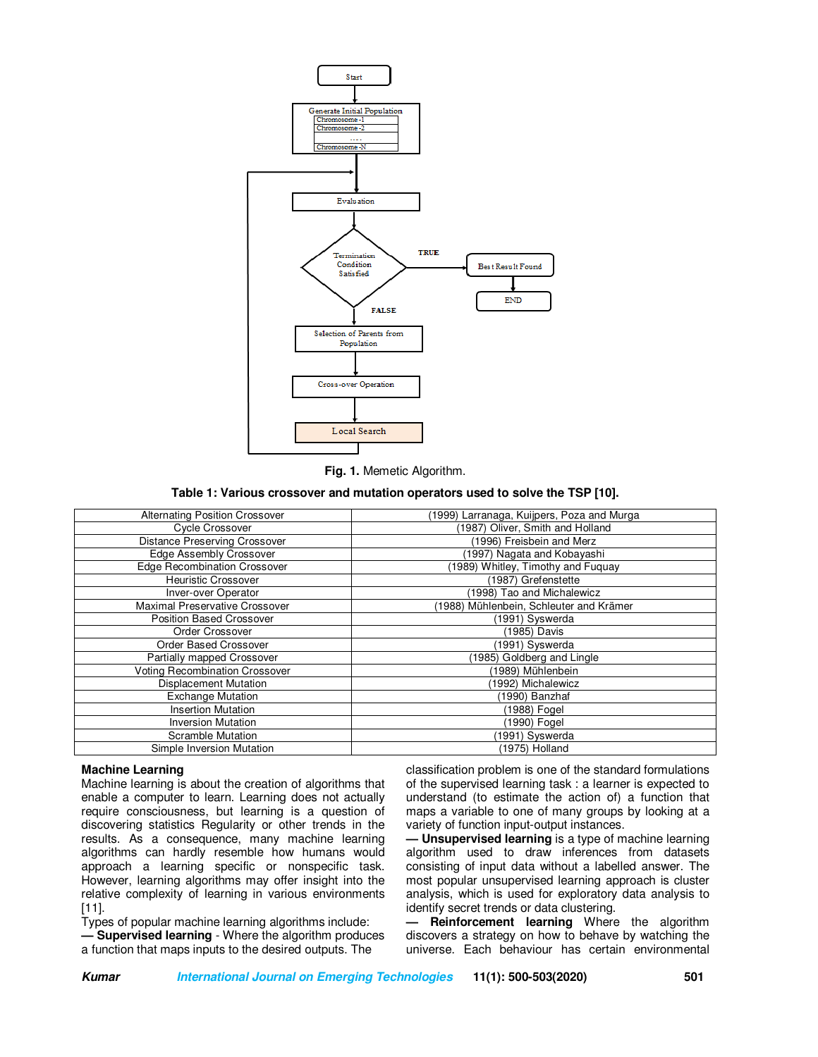Fig. 1. Memetic Algorithm.

**Table 1: Various crossover and mutation operators used to solve the TSP [10].**

| Operator | Reference |
|---|---|
| Alternating Position Crossover | (1999) Larranaga, Kuijpers, Poza and Murga |
| Cycle Crossover | (1987) Oliver, Smith and Holland |
| Distance Preserving Crossover | (1996) Freisbein and Merz |
| Edge Assembly Crossover | (1997) Nagata and Kobayashi |
| Edge Recombination Crossover | (1989) Whitley, Timothy and Fuquay |
| Heuristic Crossover | (1987) Grefenstette |
| Inver-over Operator | (1998) Tao and Michalewicz |
| Maximal Preservative Crossover | (1988) Mühlenbein, Schleuter and Krämer |
| Position Based Crossover | (1991) Syswerda |
| Order Crossover | (1985) Davis |
| Order Based Crossover | (1991) Syswerda |
| Partially mapped Crossover | (1985) Goldberg and Lingle |
| Voting Recombination Crossover | (1989) Mühlenbein |
| Displacement Mutation | (1992) Michalewicz |
| Exchange Mutation | (1990) Banzhaf |
| Insertion Mutation | (1988) Fogel |
| Inversion Mutation | (1990) Fogel |
| Scramble Mutation | (1991) Syswerda |
| Simple Inversion Mutation | (1975) Holland |

**Machine Learning**

Machine learning is about the creation of algorithms that enable a computer to learn. Learning does not actually require consciousness, but learning is a question of discovering statistics Regularity or other trends in the results. As a consequence, many machine learning algorithms can hardly resemble how humans would approach a learning specific or nonspecific task. However, learning algorithms may offer insight into the relative complexity of learning in various environments [11].

Types of popular machine learning algorithms include:

— **Supervised learning** - Where the algorithm produces a function that maps inputs to the desired outputs. The classification problem is one of the standard formulations of the supervised learning task : a learner is expected to understand (to estimate the action of) a function that maps a variable to one of many groups by looking at a variety of function input-output instances.

— **Unsupervised learning** is a type of machine learning algorithm used to draw inferences from datasets consisting of input data without a labelled answer. The most popular unsupervised learning approach is cluster analysis, which is used for exploratory data analysis to identify secret trends or data clustering.

— **Reinforcement learning** Where the algorithm discovers a strategy on how to behave by watching the universe. Each behaviour has certain environmental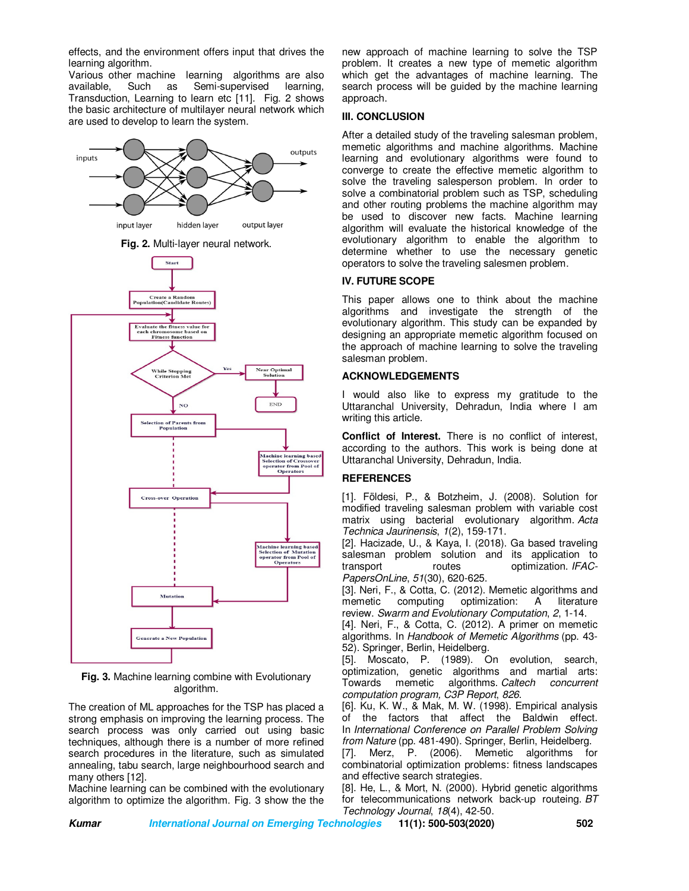effects, and the environment offers input that drives the learning algorithm.

Various other machine learning algorithms are also available, Such as Semi-supervised learning, Transduction, Learning to learn etc [11]. Fig. 2 shows the basic architecture of multilayer neural network which are used to develop to learn the system.

**Fig. 2.** Multi-layer neural network.

**Fig. 3.** Machine learning combine with Evolutionary algorithm.

The creation of ML approaches for the TSP has placed a strong emphasis on improving the learning process. The search process was only carried out using basic techniques, although there is a number of more refined search procedures in the literature, such as simulated annealing, tabu search, large neighbourhood search and many others [12].

Machine learning can be combined with the evolutionary algorithm to optimize the algorithm. Fig. 3 show the the new approach of machine learning to solve the TSP problem. It creates a new type of memetic algorithm which get the advantages of machine learning. The search process will be guided by the machine learning approach.

## III. CONCLUSION

After a detailed study of the traveling salesman problem, memetic algorithms and machine algorithms. Machine learning and evolutionary algorithms were found to converge to create the effective memetic algorithm to solve the traveling salesperson problem. In order to solve a combinatorial problem such as TSP, scheduling and other routing problems the machine algorithm may be used to discover new facts. Machine learning algorithm will evaluate the historical knowledge of the evolutionary algorithm to enable the algorithm to determine whether to use the necessary genetic operators to solve the traveling salesmen problem.

## IV. FUTURE SCOPE

This paper allows one to think about the machine algorithms and investigate the strength of the evolutionary algorithm. This study can be expanded by designing an appropriate memetic algorithm focused on the approach of machine learning to solve the traveling salesman problem.

## ACKNOWLEDGEMENTS

I would also like to express my gratitude to the Uttaranchal University, Dehradun, India where I am writing this article.

**Conflict of Interest.** There is no conflict of interest, according to the authors. This work is being done at Uttaranchal University, Dehradun, India.

## REFERENCES

[1]. Földesi, P., & Botzheim, J. (2008). Solution for modified traveling salesman problem with variable cost matrix using bacterial evolutionary algorithm. *Acta Technica Jaurinensis*, *1*(2), 159-171.

[2]. Hacizade, U., & Kaya, I. (2018). Ga based traveling salesman problem solution and its application to transport routes optimization. *IFAC-PapersOnLine*, *51*(30), 620-625.

[3]. Neri, F., & Cotta, C. (2012). Memetic algorithms and memetic computing optimization: A literature review. *Swarm and Evolutionary Computation*, *2*, 1-14.

[4]. Neri, F., & Cotta, C. (2012). A primer on memetic algorithms. In *Handbook of Memetic Algorithms* (pp. 43-52). Springer, Berlin, Heidelberg.

[5]. Moscato, P. (1989). On evolution, search, optimization, genetic algorithms and martial arts: Towards memetic algorithms. *Caltech concurrent computation program, C3P Report*, *826*.

[6]. Ku, K. W., & Mak, M. W. (1998). Empirical analysis of the factors that affect the Baldwin effect. In *International Conference on Parallel Problem Solving from Nature* (pp. 481-490). Springer, Berlin, Heidelberg.

[7]. Merz, P. (2006). Memetic algorithms for combinatorial optimization problems: fitness landscapes and effective search strategies.

[8]. He, L., & Mort, N. (2000). Hybrid genetic algorithms for telecommunications network back-up routeing. *BT Technology Journal*, *18*(4), 42-50.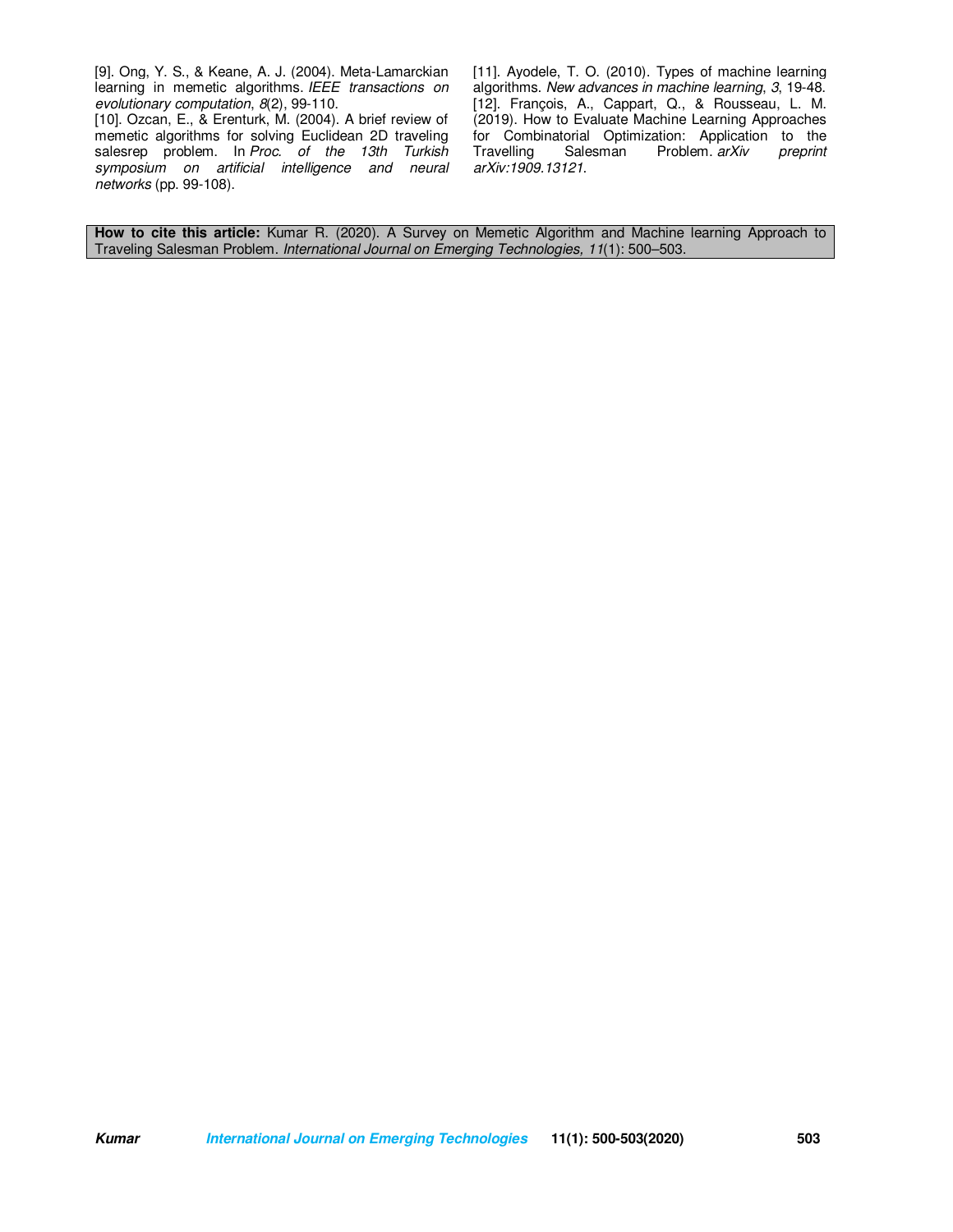[9]. Ong, Y. S., & Keane, A. J. (2004). Meta-Lamarckian learning in memetic algorithms. *IEEE transactions on evolutionary computation*, *8*(2), 99-110.

[10]. Ozcan, E., & Erenturk, M. (2004). A brief review of memetic algorithms for solving Euclidean 2D traveling salesrep problem. In *Proc. of the 13th Turkish symposium on artificial intelligence and neural networks* (pp. 99-108).

[11]. Ayodele, T. O. (2010). Types of machine learning algorithms. *New advances in machine learning*, *3*, 19-48.

[12]. François, A., Cappart, Q., & Rousseau, L. M. (2019). How to Evaluate Machine Learning Approaches for Combinatorial Optimization: Application to the Travelling Salesman Problem. *arXiv preprint arXiv:1909.13121*.

**How to cite this article:** Kumar R. (2020). A Survey on Memetic Algorithm and Machine learning Approach to Traveling Salesman Problem. *International Journal on Emerging Technologies, 11*(1): 500–503.